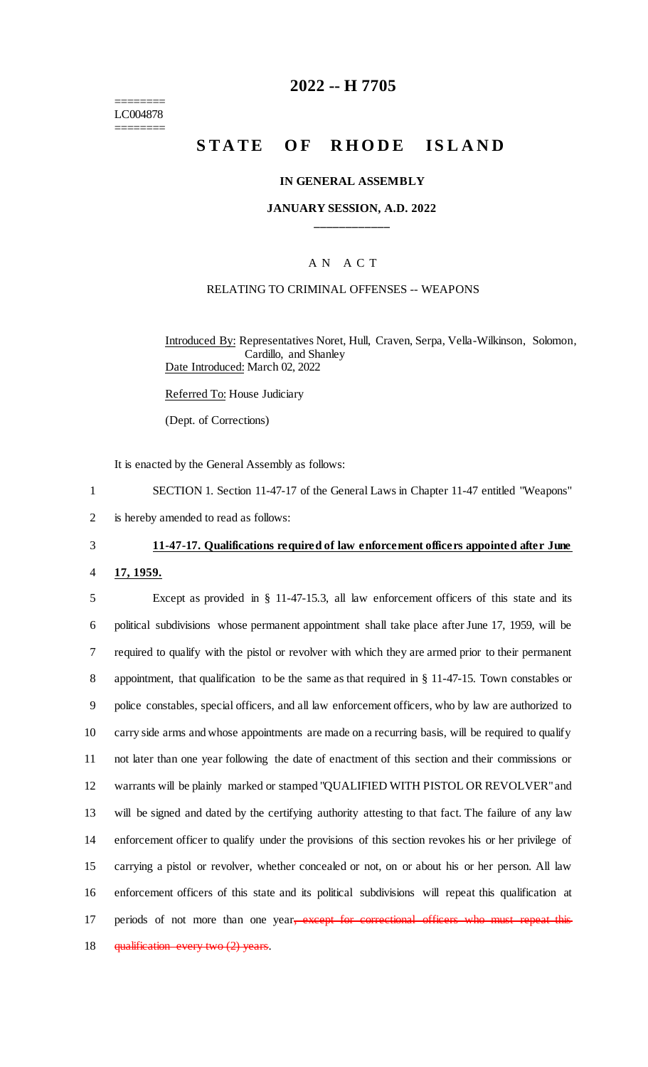========
LC004878
========

# 2022 -- H 7705

# STATE OF RHODE ISLAND

### IN GENERAL ASSEMBLY

### JANUARY SESSION, A.D. 2022

____________

## A N A C T

### RELATING TO CRIMINAL OFFENSES -- WEAPONS

Introduced By: Representatives Noret, Hull, Craven, Serpa, Vella-Wilkinson, Solomon, Cardillo, and Shanley

Date Introduced: March 02, 2022

Referred To: House Judiciary

(Dept. of Corrections)

It is enacted by the General Assembly as follows:

1 SECTION 1. Section 11-47-17 of the General Laws in Chapter 11-47 entitled "Weapons"
2 is hereby amended to read as follows:

3 **11-47-17. Qualifications required of law enforcement officers appointed after June**
4 **17, 1959.**

5 Except as provided in § 11-47-15.3, all law enforcement officers of this state and its
6 political subdivisions whose permanent appointment shall take place after June 17, 1959, will be
7 required to qualify with the pistol or revolver with which they are armed prior to their permanent
8 appointment, that qualification to be the same as that required in § 11-47-15. Town constables or
9 police constables, special officers, and all law enforcement officers, who by law are authorized to
10 carry side arms and whose appointments are made on a recurring basis, will be required to qualify
11 not later than one year following the date of enactment of this section and their commissions or
12 warrants will be plainly marked or stamped "QUALIFIED WITH PISTOL OR REVOLVER" and
13 will be signed and dated by the certifying authority attesting to that fact. The failure of any law
14 enforcement officer to qualify under the provisions of this section revokes his or her privilege of
15 carrying a pistol or revolver, whether concealed or not, on or about his or her person. All law
16 enforcement officers of this state and its political subdivisions will repeat this qualification at
17 periods of not more than one year~~, except for correctional officers who must repeat this~~
18 ~~qualification every two (2) years~~.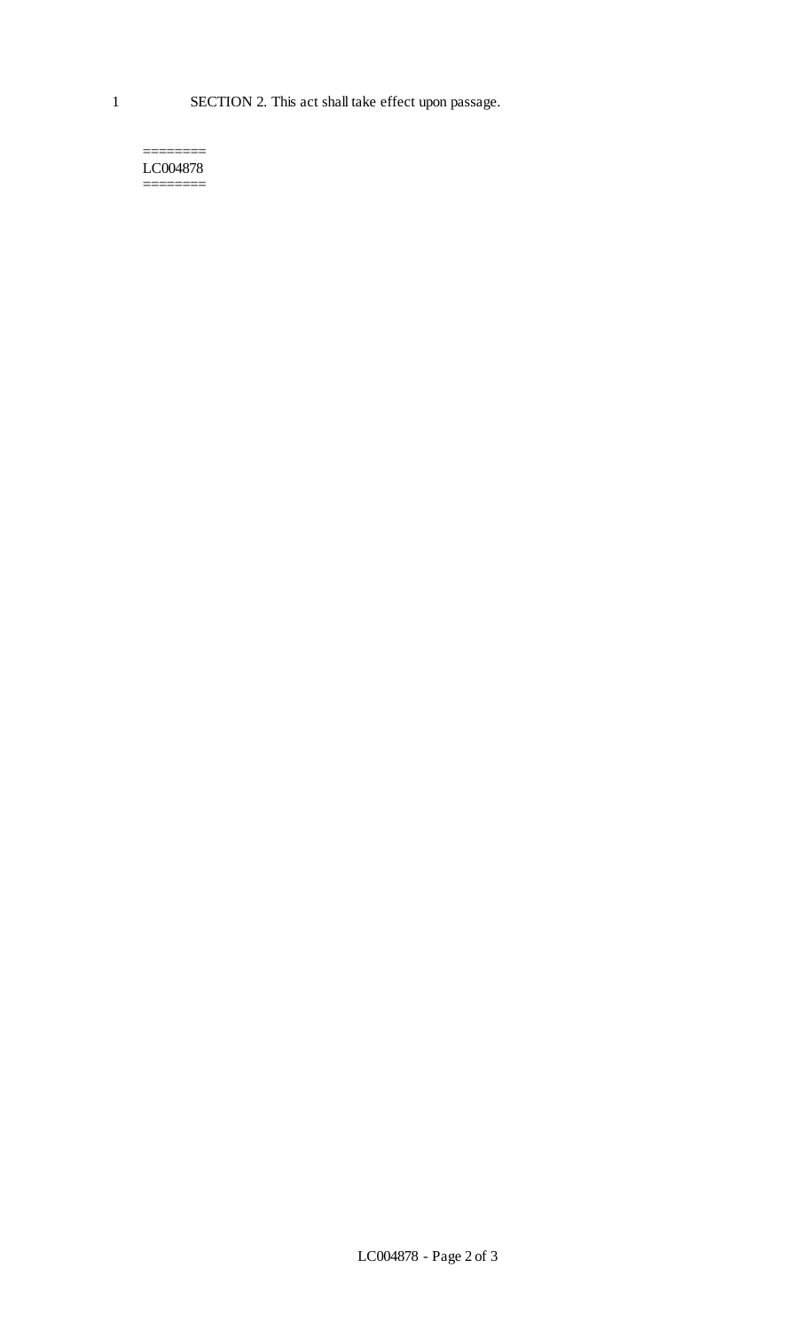SECTION 2. This act shall take effect upon passage.

========
LC004878
========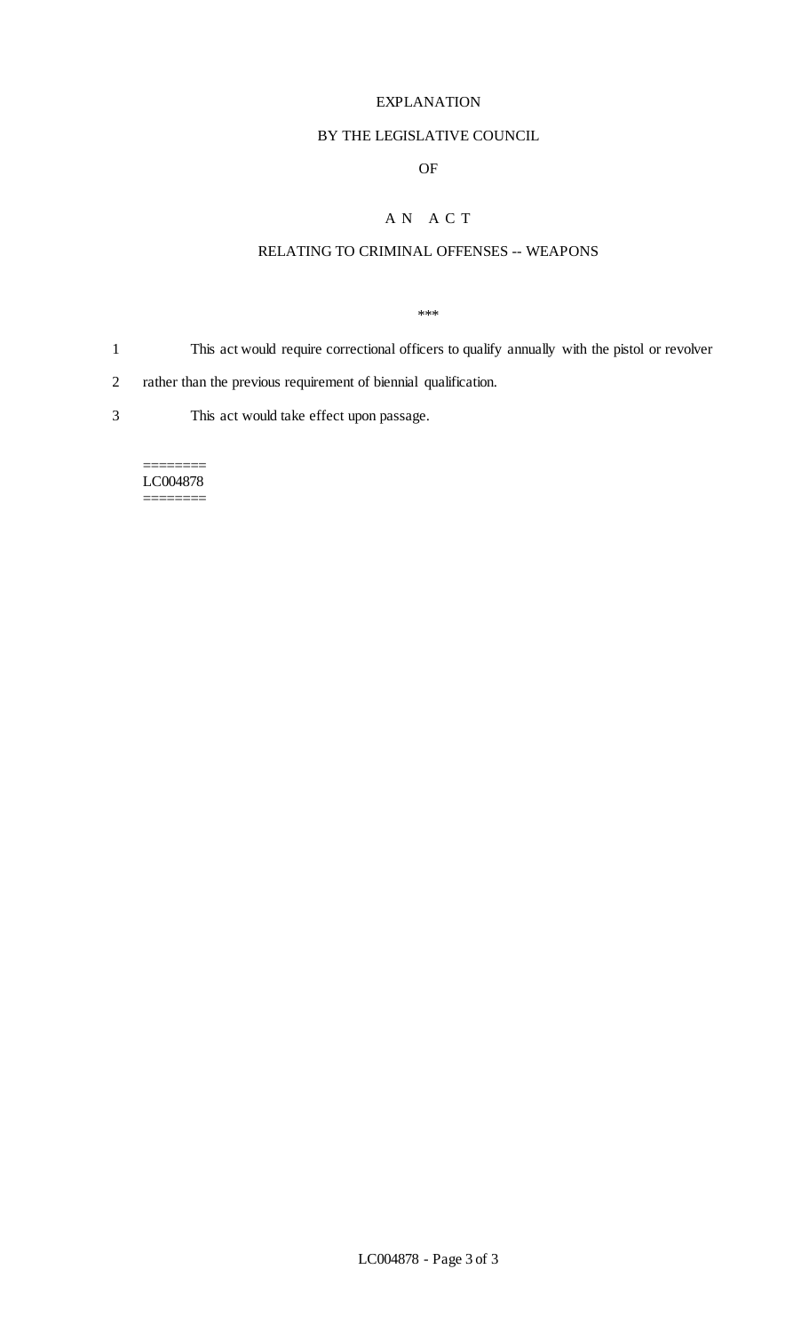EXPLANATION

BY THE LEGISLATIVE COUNCIL

OF

A N A C T

RELATING TO CRIMINAL OFFENSES -- WEAPONS

***

This act would require correctional officers to qualify annually with the pistol or revolver rather than the previous requirement of biennial qualification.

This act would take effect upon passage.

========
LC004878
========